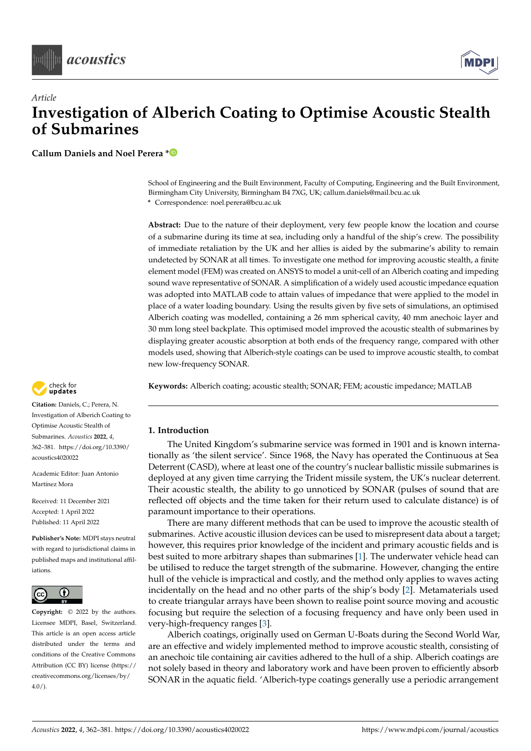*Article*

# Investigation of Alberich Coating to Optimise Acoustic Stealth of Submarines

**Callum Daniels and Noel Perera ***

School of Engineering and the Built Environment, Faculty of Computing, Engineering and the Built Environment, Birmingham City University, Birmingham B4 7XG, UK; callum.daniels@mail.bcu.ac.uk
* Correspondence: noel.perera@bcu.ac.uk

**Abstract:** Due to the nature of their deployment, very few people know the location and course of a submarine during its time at sea, including only a handful of the ship's crew. The possibility of immediate retaliation by the UK and her allies is aided by the submarine's ability to remain undetected by SONAR at all times. To investigate one method for improving acoustic stealth, a finite element model (FEM) was created on ANSYS to model a unit-cell of an Alberich coating and impeding sound wave representative of SONAR. A simplification of a widely used acoustic impedance equation was adopted into MATLAB code to attain values of impedance that were applied to the model in place of a water loading boundary. Using the results given by five sets of simulations, an optimised Alberich coating was modelled, containing a 26 mm spherical cavity, 40 mm anechoic layer and 30 mm long steel backplate. This optimised model improved the acoustic stealth of submarines by displaying greater acoustic absorption at both ends of the frequency range, compared with other models used, showing that Alberich-style coatings can be used to improve acoustic stealth, to combat new low-frequency SONAR.

**Keywords:** Alberich coating; acoustic stealth; SONAR; FEM; acoustic impedance; MATLAB

**Citation:** Daniels, C.; Perera, N. Investigation of Alberich Coating to Optimise Acoustic Stealth of Submarines. *Acoustics* **2022**, *4*, 362–381. https://doi.org/10.3390/acoustics4020022

Academic Editor: Juan Antonio Martínez Mora

Received: 11 December 2021
Accepted: 1 April 2022
Published: 11 April 2022

**Publisher's Note:** MDPI stays neutral with regard to jurisdictional claims in published maps and institutional affiliations.

**Copyright:** © 2022 by the authors. Licensee MDPI, Basel, Switzerland. This article is an open access article distributed under the terms and conditions of the Creative Commons Attribution (CC BY) license (https://creativecommons.org/licenses/by/4.0/).

## 1. Introduction

The United Kingdom's submarine service was formed in 1901 and is known internationally as 'the silent service'. Since 1968, the Navy has operated the Continuous at Sea Deterrent (CASD), where at least one of the country's nuclear ballistic missile submarines is deployed at any given time carrying the Trident missile system, the UK's nuclear deterrent. Their acoustic stealth, the ability to go unnoticed by SONAR (pulses of sound that are reflected off objects and the time taken for their return used to calculate distance) is of paramount importance to their operations.

There are many different methods that can be used to improve the acoustic stealth of submarines. Active acoustic illusion devices can be used to misrepresent data about a target; however, this requires prior knowledge of the incident and primary acoustic fields and is best suited to more arbitrary shapes than submarines [1]. The underwater vehicle head can be utilised to reduce the target strength of the submarine. However, changing the entire hull of the vehicle is impractical and costly, and the method only applies to waves acting incidentally on the head and no other parts of the ship's body [2]. Metamaterials used to create triangular arrays have been shown to realise point source moving and acoustic focusing but require the selection of a focusing frequency and have only been used in very-high-frequency ranges [3].

Alberich coatings, originally used on German U-Boats during the Second World War, are an effective and widely implemented method to improve acoustic stealth, consisting of an anechoic tile containing air cavities adhered to the hull of a ship. Alberich coatings are not solely based in theory and laboratory work and have been proven to efficiently absorb SONAR in the aquatic field. 'Alberich-type coatings generally use a periodic arrangement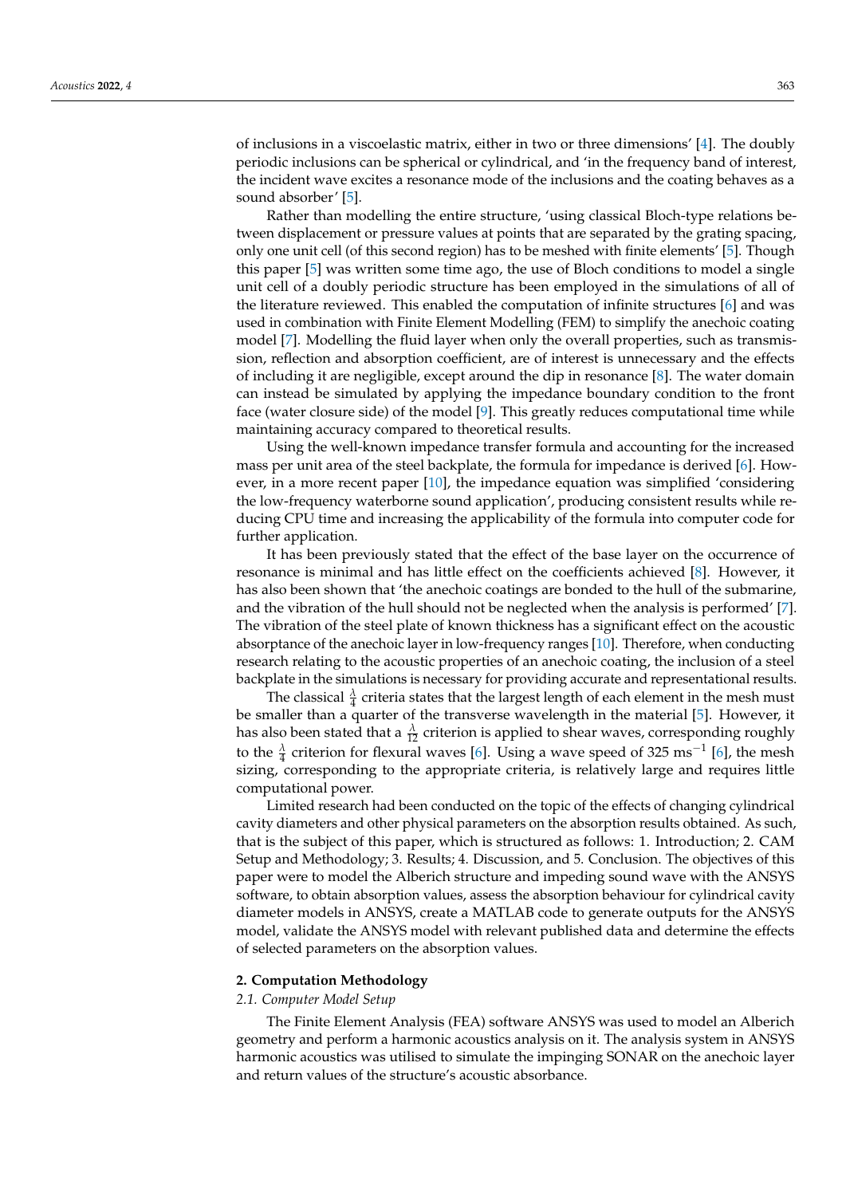of inclusions in a viscoelastic matrix, either in two or three dimensions' [4]. The doubly periodic inclusions can be spherical or cylindrical, and 'in the frequency band of interest, the incident wave excites a resonance mode of the inclusions and the coating behaves as a sound absorber' [5].

Rather than modelling the entire structure, 'using classical Bloch-type relations between displacement or pressure values at points that are separated by the grating spacing, only one unit cell (of this second region) has to be meshed with finite elements' [5]. Though this paper [5] was written some time ago, the use of Bloch conditions to model a single unit cell of a doubly periodic structure has been employed in the simulations of all of the literature reviewed. This enabled the computation of infinite structures [6] and was used in combination with Finite Element Modelling (FEM) to simplify the anechoic coating model [7]. Modelling the fluid layer when only the overall properties, such as transmission, reflection and absorption coefficient, are of interest is unnecessary and the effects of including it are negligible, except around the dip in resonance [8]. The water domain can instead be simulated by applying the impedance boundary condition to the front face (water closure side) of the model [9]. This greatly reduces computational time while maintaining accuracy compared to theoretical results.

Using the well-known impedance transfer formula and accounting for the increased mass per unit area of the steel backplate, the formula for impedance is derived [6]. However, in a more recent paper [10], the impedance equation was simplified 'considering the low-frequency waterborne sound application', producing consistent results while reducing CPU time and increasing the applicability of the formula into computer code for further application.

It has been previously stated that the effect of the base layer on the occurrence of resonance is minimal and has little effect on the coefficients achieved [8]. However, it has also been shown that 'the anechoic coatings are bonded to the hull of the submarine, and the vibration of the hull should not be neglected when the analysis is performed' [7]. The vibration of the steel plate of known thickness has a significant effect on the acoustic absorptance of the anechoic layer in low-frequency ranges [10]. Therefore, when conducting research relating to the acoustic properties of an anechoic coating, the inclusion of a steel backplate in the simulations is necessary for providing accurate and representational results.

The classical $\frac{\lambda}{4}$ criteria states that the largest length of each element in the mesh must be smaller than a quarter of the transverse wavelength in the material [5]. However, it has also been stated that a $\frac{\lambda}{12}$ criterion is applied to shear waves, corresponding roughly to the $\frac{\lambda}{4}$ criterion for flexural waves [6]. Using a wave speed of 325 $\text{ms}^{-1}$ [6], the mesh sizing, corresponding to the appropriate criteria, is relatively large and requires little computational power.

Limited research had been conducted on the topic of the effects of changing cylindrical cavity diameters and other physical parameters on the absorption results obtained. As such, that is the subject of this paper, which is structured as follows: 1. Introduction; 2. CAM Setup and Methodology; 3. Results; 4. Discussion, and 5. Conclusion. The objectives of this paper were to model the Alberich structure and impeding sound wave with the ANSYS software, to obtain absorption values, assess the absorption behaviour for cylindrical cavity diameter models in ANSYS, create a MATLAB code to generate outputs for the ANSYS model, validate the ANSYS model with relevant published data and determine the effects of selected parameters on the absorption values.

## 2. Computation Methodology

### 2.1. Computer Model Setup

The Finite Element Analysis (FEA) software ANSYS was used to model an Alberich geometry and perform a harmonic acoustics analysis on it. The analysis system in ANSYS harmonic acoustics was utilised to simulate the impinging SONAR on the anechoic layer and return values of the structure's acoustic absorbance.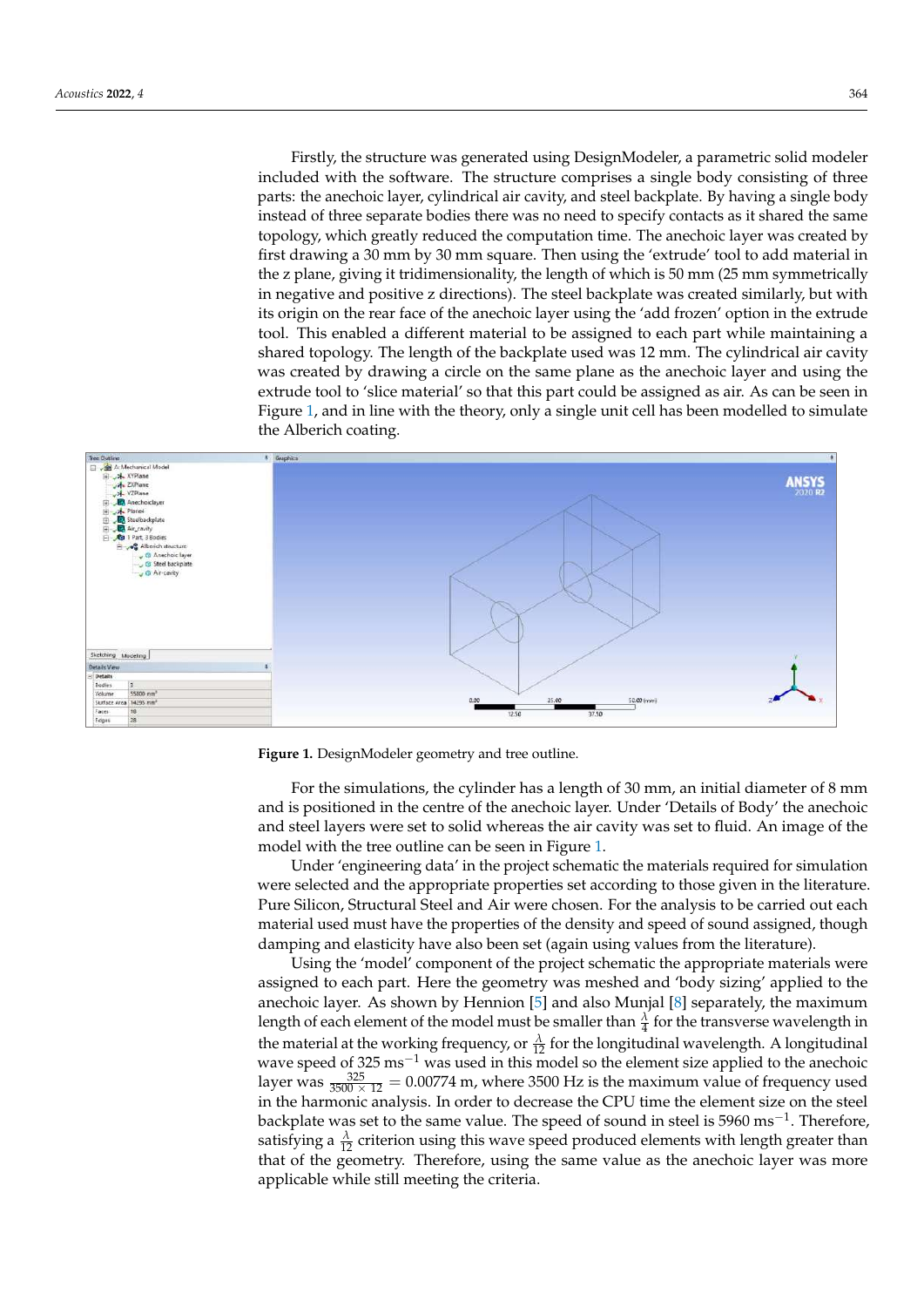Firstly, the structure was generated using DesignModeler, a parametric solid modeler included with the software. The structure comprises a single body consisting of three parts: the anechoic layer, cylindrical air cavity, and steel backplate. By having a single body instead of three separate bodies there was no need to specify contacts as it shared the same topology, which greatly reduced the computation time. The anechoic layer was created by first drawing a 30 mm by 30 mm square. Then using the 'extrude' tool to add material in the z plane, giving it tridimensionality, the length of which is 50 mm (25 mm symmetrically in negative and positive z directions). The steel backplate was created similarly, but with its origin on the rear face of the anechoic layer using the 'add frozen' option in the extrude tool. This enabled a different material to be assigned to each part while maintaining a shared topology. The length of the backplate used was 12 mm. The cylindrical air cavity was created by drawing a circle on the same plane as the anechoic layer and using the extrude tool to 'slice material' so that this part could be assigned as air. As can be seen in Figure 1, and in line with the theory, only a single unit cell has been modelled to simulate the Alberich coating.

**Figure 1.** DesignModeler geometry and tree outline.

For the simulations, the cylinder has a length of 30 mm, an initial diameter of 8 mm and is positioned in the centre of the anechoic layer. Under 'Details of Body' the anechoic and steel layers were set to solid whereas the air cavity was set to fluid. An image of the model with the tree outline can be seen in Figure 1.

Under 'engineering data' in the project schematic the materials required for simulation were selected and the appropriate properties set according to those given in the literature. Pure Silicon, Structural Steel and Air were chosen. For the analysis to be carried out each material used must have the properties of the density and speed of sound assigned, though damping and elasticity have also been set (again using values from the literature).

Using the 'model' component of the project schematic the appropriate materials were assigned to each part. Here the geometry was meshed and 'body sizing' applied to the anechoic layer. As shown by Hennion [5] and also Munjal [8] separately, the maximum length of each element of the model must be smaller than $\frac{\lambda}{4}$ for the transverse wavelength in the material at the working frequency, or $\frac{\lambda}{12}$ for the longitudinal wavelength. A longitudinal wave speed of 325 $\text{ms}^{-1}$ was used in this model so the element size applied to the anechoic layer was $\frac{325}{3500 \times 12} = 0.00774$ m, where 3500 Hz is the maximum value of frequency used in the harmonic analysis. In order to decrease the CPU time the element size on the steel backplate was set to the same value. The speed of sound in steel is 5960 $\text{ms}^{-1}$. Therefore, satisfying a $\frac{\lambda}{12}$ criterion using this wave speed produced elements with length greater than that of the geometry. Therefore, using the same value as the anechoic layer was more applicable while still meeting the criteria.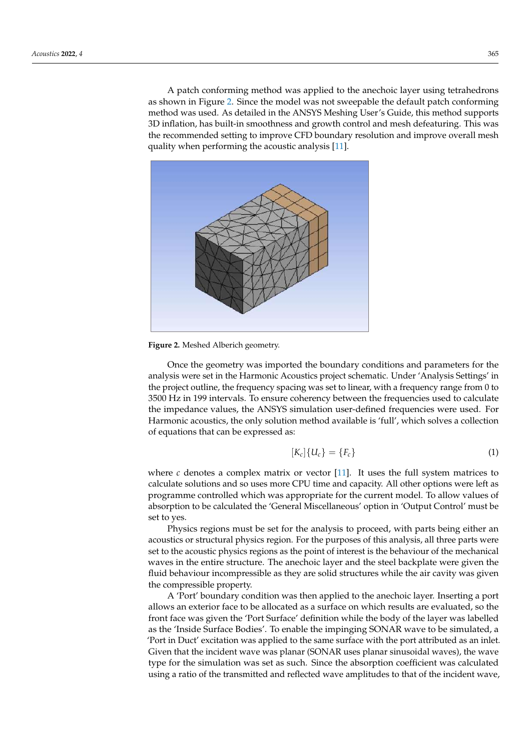A patch conforming method was applied to the anechoic layer using tetrahedrons as shown in Figure 2. Since the model was not sweepable the default patch conforming method was used. As detailed in the ANSYS Meshing User's Guide, this method supports 3D inflation, has built-in smoothness and growth control and mesh defeaturing. This was the recommended setting to improve CFD boundary resolution and improve overall mesh quality when performing the acoustic analysis [11].

**Figure 2.** Meshed Alberich geometry.

Once the geometry was imported the boundary conditions and parameters for the analysis were set in the Harmonic Acoustics project schematic. Under 'Analysis Settings' in the project outline, the frequency spacing was set to linear, with a frequency range from 0 to 3500 Hz in 199 intervals. To ensure coherency between the frequencies used to calculate the impedance values, the ANSYS simulation user-defined frequencies were used. For Harmonic acoustics, the only solution method available is 'full', which solves a collection of equations that can be expressed as:

$$[K_c]\{U_c\} = \{F_c\} \tag{1}$$

where $c$ denotes a complex matrix or vector [11]. It uses the full system matrices to calculate solutions and so uses more CPU time and capacity. All other options were left as programme controlled which was appropriate for the current model. To allow values of absorption to be calculated the 'General Miscellaneous' option in 'Output Control' must be set to yes.

Physics regions must be set for the analysis to proceed, with parts being either an acoustics or structural physics region. For the purposes of this analysis, all three parts were set to the acoustic physics regions as the point of interest is the behaviour of the mechanical waves in the entire structure. The anechoic layer and the steel backplate were given the fluid behaviour incompressible as they are solid structures while the air cavity was given the compressible property.

A 'Port' boundary condition was then applied to the anechoic layer. Inserting a port allows an exterior face to be allocated as a surface on which results are evaluated, so the front face was given the 'Port Surface' definition while the body of the layer was labelled as the 'Inside Surface Bodies'. To enable the impinging SONAR wave to be simulated, a 'Port in Duct' excitation was applied to the same surface with the port attributed as an inlet. Given that the incident wave was planar (SONAR uses planar sinusoidal waves), the wave type for the simulation was set as such. Since the absorption coefficient was calculated using a ratio of the transmitted and reflected wave amplitudes to that of the incident wave,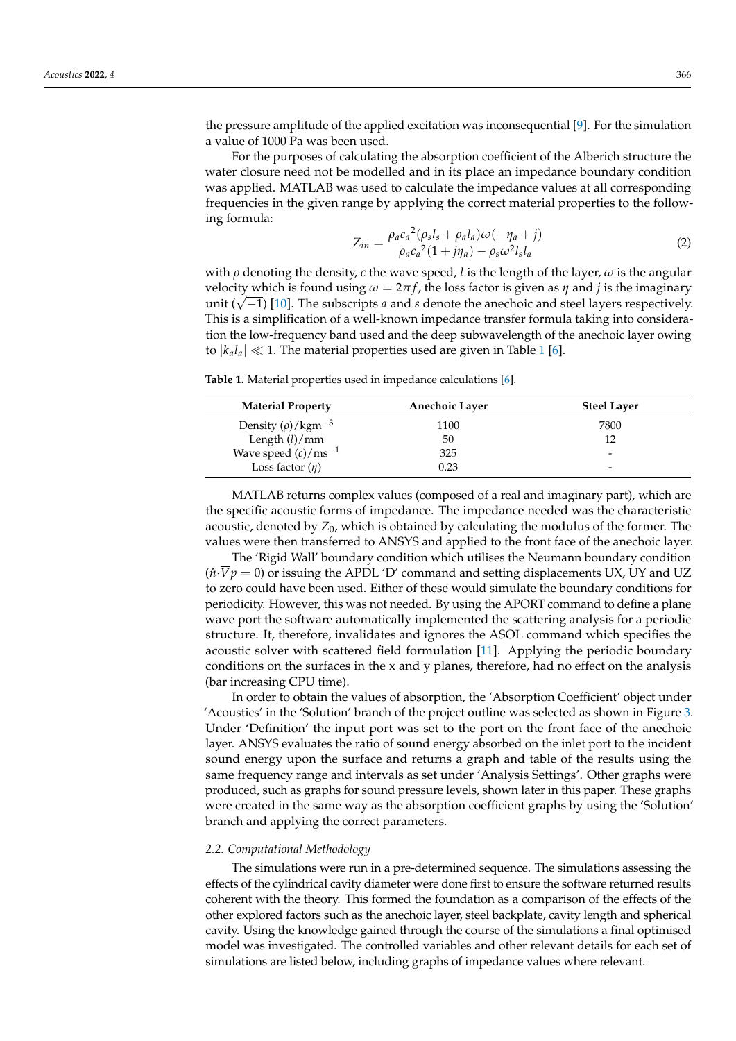the pressure amplitude of the applied excitation was inconsequential [9]. For the simulation a value of 1000 Pa was been used.

For the purposes of calculating the absorption coefficient of the Alberich structure the water closure need not be modelled and in its place an impedance boundary condition was applied. MATLAB was used to calculate the impedance values at all corresponding frequencies in the given range by applying the correct material properties to the following formula:

$$Z_{in} = \frac{\rho_a {c_a}^2 (\rho_s l_s + \rho_a l_a) \omega (-\eta_a + j)}{\rho_a {c_a}^2 (1 + j\eta_a) - \rho_s \omega^2 l_s l_a} \tag{2}$$

with $\rho$ denoting the density, $c$ the wave speed, $l$ is the length of the layer, $\omega$ is the angular velocity which is found using $\omega = 2\pi f$, the loss factor is given as $\eta$ and $j$ is the imaginary unit ($\sqrt{-1}$) [10]. The subscripts $a$ and $s$ denote the anechoic and steel layers respectively. This is a simplification of a well-known impedance transfer formula taking into consideration the low-frequency band used and the deep subwavelength of the anechoic layer owing to $|k_a l_a| \ll 1$. The material properties used are given in Table 1 [6].

**Table 1.** Material properties used in impedance calculations [6].

| Material Property | Anechoic Layer | Steel Layer |
| --- | --- | --- |
| Density ($\rho$)/kgm$^{-3}$ | 1100 | 7800 |
| Length ($l$)/mm | 50 | 12 |
| Wave speed ($c$)/ms$^{-1}$ | 325 | - |
| Loss factor ($\eta$) | 0.23 | - |

MATLAB returns complex values (composed of a real and imaginary part), which are the specific acoustic forms of impedance. The impedance needed was the characteristic acoustic, denoted by $Z_0$, which is obtained by calculating the modulus of the former. The values were then transferred to ANSYS and applied to the front face of the anechoic layer.

The 'Rigid Wall' boundary condition which utilises the Neumann boundary condition ($\hat{n} \cdot \overline{\nabla} p = 0$) or issuing the APDL 'D' command and setting displacements UX, UY and UZ to zero could have been used. Either of these would simulate the boundary conditions for periodicity. However, this was not needed. By using the APORT command to define a plane wave port the software automatically implemented the scattering analysis for a periodic structure. It, therefore, invalidates and ignores the ASOL command which specifies the acoustic solver with scattered field formulation [11]. Applying the periodic boundary conditions on the surfaces in the x and y planes, therefore, had no effect on the analysis (bar increasing CPU time).

In order to obtain the values of absorption, the 'Absorption Coefficient' object under 'Acoustics' in the 'Solution' branch of the project outline was selected as shown in Figure 3. Under 'Definition' the input port was set to the port on the front face of the anechoic layer. ANSYS evaluates the ratio of sound energy absorbed on the inlet port to the incident sound energy upon the surface and returns a graph and table of the results using the same frequency range and intervals as set under 'Analysis Settings'. Other graphs were produced, such as graphs for sound pressure levels, shown later in this paper. These graphs were created in the same way as the absorption coefficient graphs by using the 'Solution' branch and applying the correct parameters.

### 2.2. Computational Methodology

The simulations were run in a pre-determined sequence. The simulations assessing the effects of the cylindrical cavity diameter were done first to ensure the software returned results coherent with the theory. This formed the foundation as a comparison of the effects of the other explored factors such as the anechoic layer, steel backplate, cavity length and spherical cavity. Using the knowledge gained through the course of the simulations a final optimised model was investigated. The controlled variables and other relevant details for each set of simulations are listed below, including graphs of impedance values where relevant.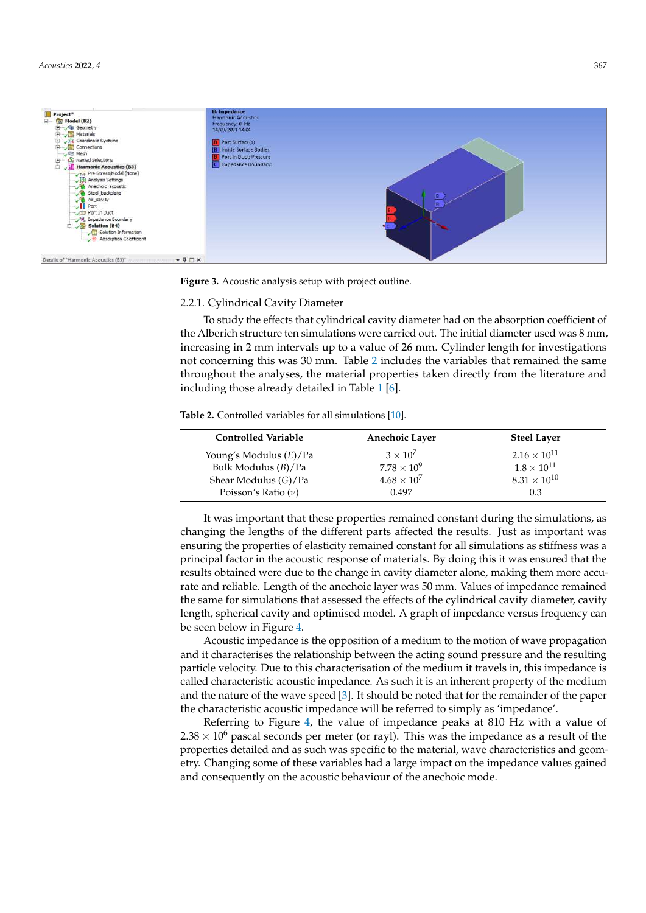Figure 3. Acoustic analysis setup with project outline.

### 2.2.1. Cylindrical Cavity Diameter

To study the effects that cylindrical cavity diameter had on the absorption coefficient of the Alberich structure ten simulations were carried out. The initial diameter used was 8 mm, increasing in 2 mm intervals up to a value of 26 mm. Cylinder length for investigations not concerning this was 30 mm. Table 2 includes the variables that remained the same throughout the analyses, the material properties taken directly from the literature and including those already detailed in Table 1 [6].

**Table 2.** Controlled variables for all simulations [10].

| Controlled Variable | Anechoic Layer | Steel Layer |
|---|---|---|
| Young's Modulus ($E$)/Pa | $3 \times 10^{7}$ | $2.16 \times 10^{11}$ |
| Bulk Modulus ($B$)/Pa | $7.78 \times 10^{9}$ | $1.8 \times 10^{11}$ |
| Shear Modulus ($G$)/Pa | $4.68 \times 10^{7}$ | $8.31 \times 10^{10}$ |
| Poisson's Ratio ($\nu$) | 0.497 | 0.3 |

It was important that these properties remained constant during the simulations, as changing the lengths of the different parts affected the results. Just as important was ensuring the properties of elasticity remained constant for all simulations as stiffness was a principal factor in the acoustic response of materials. By doing this it was ensured that the results obtained were due to the change in cavity diameter alone, making them more accurate and reliable. Length of the anechoic layer was 50 mm. Values of impedance remained the same for simulations that assessed the effects of the cylindrical cavity diameter, cavity length, spherical cavity and optimised model. A graph of impedance versus frequency can be seen below in Figure 4.

Acoustic impedance is the opposition of a medium to the motion of wave propagation and it characterises the relationship between the acting sound pressure and the resulting particle velocity. Due to this characterisation of the medium it travels in, this impedance is called characteristic acoustic impedance. As such it is an inherent property of the medium and the nature of the wave speed [3]. It should be noted that for the remainder of the paper the characteristic acoustic impedance will be referred to simply as 'impedance'.

Referring to Figure 4, the value of impedance peaks at 810 Hz with a value of $2.38 \times 10^{6}$ pascal seconds per meter (or rayl). This was the impedance as a result of the properties detailed and as such was specific to the material, wave characteristics and geometry. Changing some of these variables had a large impact on the impedance values gained and consequently on the acoustic behaviour of the anechoic mode.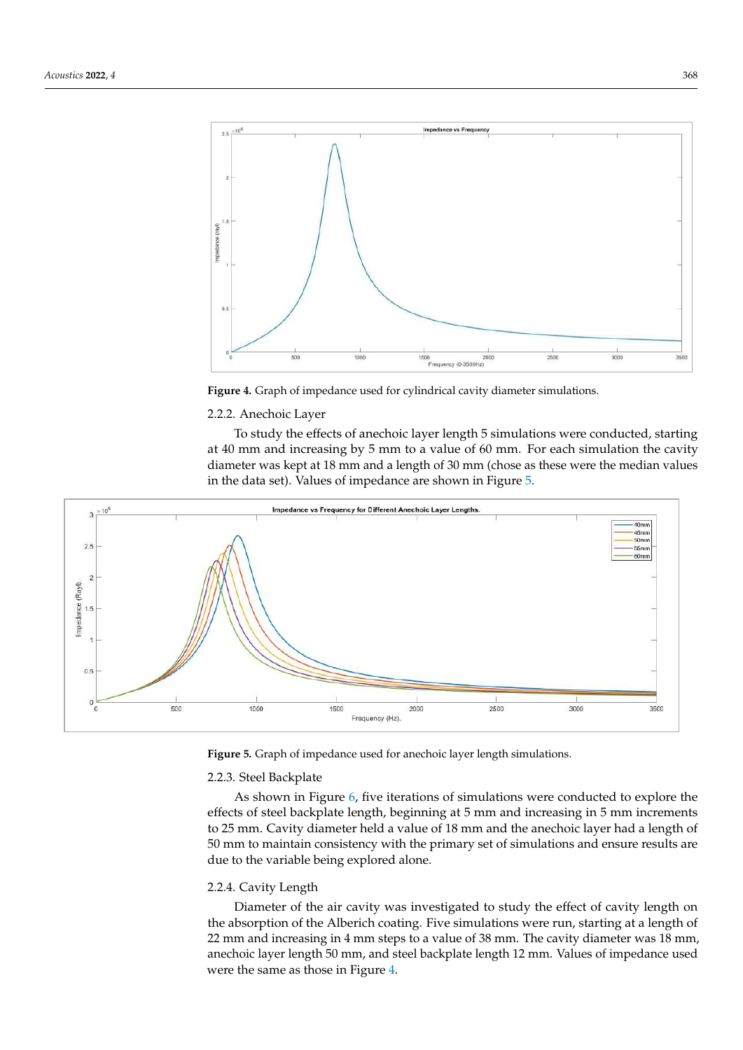**Figure 4.** Graph of impedance used for cylindrical cavity diameter simulations.

### 2.2.2. Anechoic Layer

To study the effects of anechoic layer length 5 simulations were conducted, starting at 40 mm and increasing by 5 mm to a value of 60 mm. For each simulation the cavity diameter was kept at 18 mm and a length of 30 mm (chose as these were the median values in the data set). Values of impedance are shown in Figure 5.

**Figure 5.** Graph of impedance used for anechoic layer length simulations.

### 2.2.3. Steel Backplate

As shown in Figure 6, five iterations of simulations were conducted to explore the effects of steel backplate length, beginning at 5 mm and increasing in 5 mm increments to 25 mm. Cavity diameter held a value of 18 mm and the anechoic layer had a length of 50 mm to maintain consistency with the primary set of simulations and ensure results are due to the variable being explored alone.

### 2.2.4. Cavity Length

Diameter of the air cavity was investigated to study the effect of cavity length on the absorption of the Alberich coating. Five simulations were run, starting at a length of 22 mm and increasing in 4 mm steps to a value of 38 mm. The cavity diameter was 18 mm, anechoic layer length 50 mm, and steel backplate length 12 mm. Values of impedance used were the same as those in Figure 4.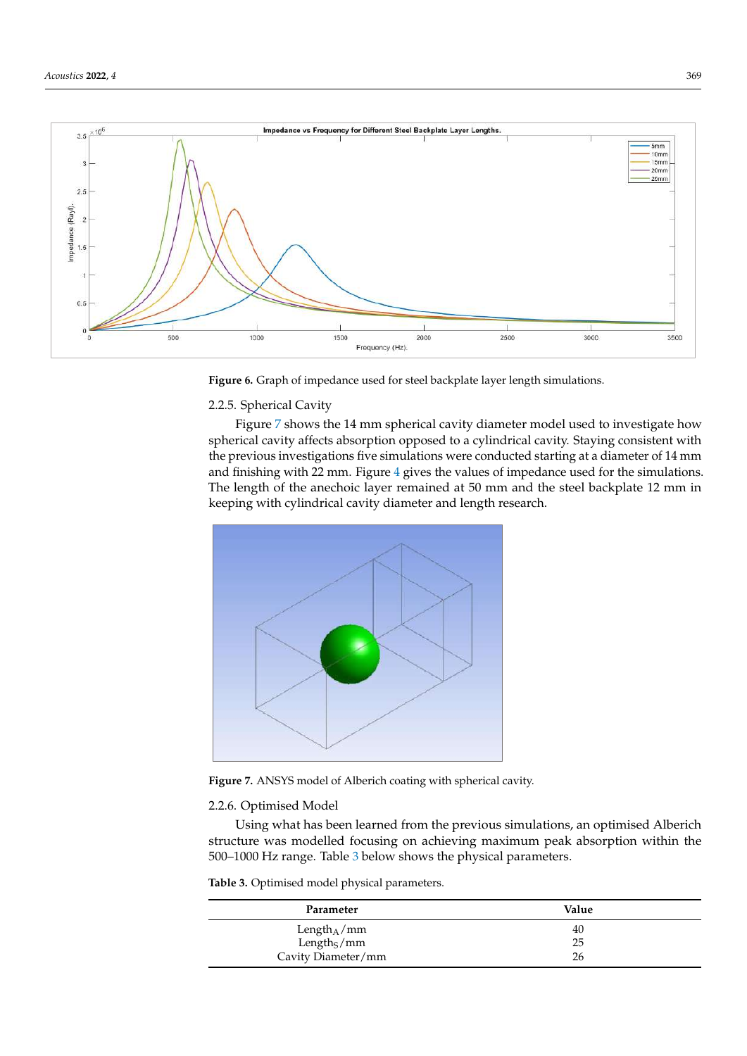**Figure 6.** Graph of impedance used for steel backplate layer length simulations.

#### 2.2.5. Spherical Cavity

Figure 7 shows the 14 mm spherical cavity diameter model used to investigate how spherical cavity affects absorption opposed to a cylindrical cavity. Staying consistent with the previous investigations five simulations were conducted starting at a diameter of 14 mm and finishing with 22 mm. Figure 4 gives the values of impedance used for the simulations. The length of the anechoic layer remained at 50 mm and the steel backplate 12 mm in keeping with cylindrical cavity diameter and length research.

**Figure 7.** ANSYS model of Alberich coating with spherical cavity.

#### 2.2.6. Optimised Model

Using what has been learned from the previous simulations, an optimised Alberich structure was modelled focusing on achieving maximum peak absorption within the 500–1000 Hz range. Table 3 below shows the physical parameters.

**Table 3.** Optimised model physical parameters.

| Parameter | Value |
| --- | --- |
| $\text{Length}_A$/mm | 40 |
| $\text{Length}_S$/mm | 25 |
| Cavity Diameter/mm | 26 |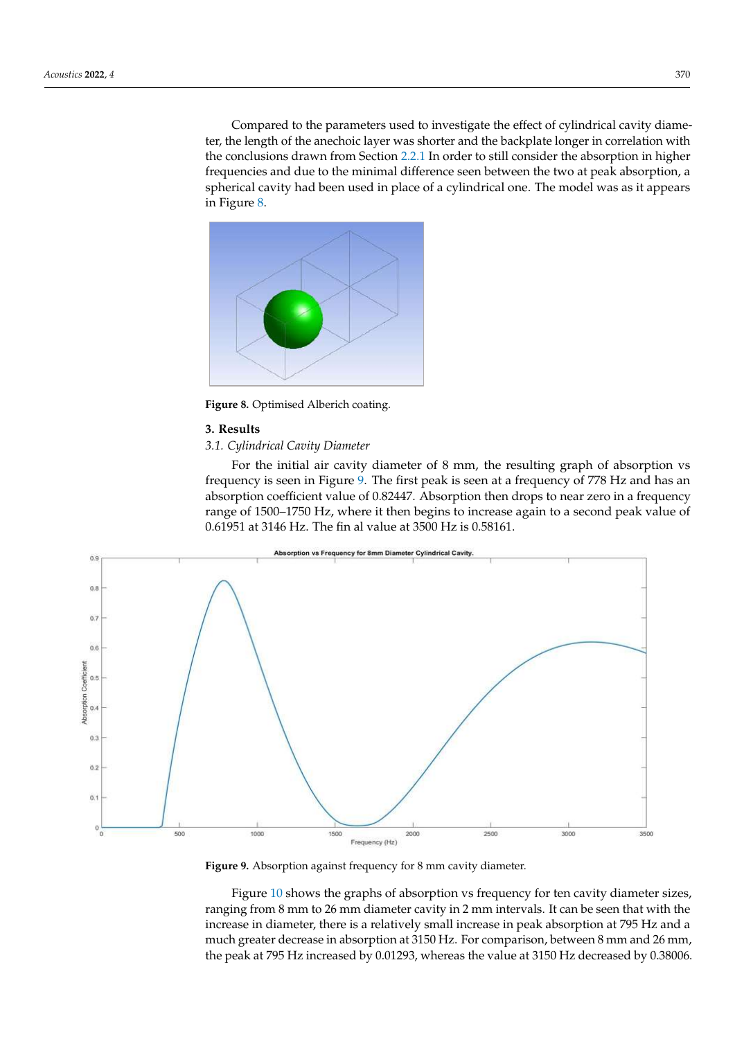Compared to the parameters used to investigate the effect of cylindrical cavity diameter, the length of the anechoic layer was shorter and the backplate longer in correlation with the conclusions drawn from Section 2.2.1 In order to still consider the absorption in higher frequencies and due to the minimal difference seen between the two at peak absorption, a spherical cavity had been used in place of a cylindrical one. The model was as it appears in Figure 8.

**Figure 8.** Optimised Alberich coating.

## 3. Results

### *3.1. Cylindrical Cavity Diameter*

For the initial air cavity diameter of 8 mm, the resulting graph of absorption vs frequency is seen in Figure 9. The first peak is seen at a frequency of 778 Hz and has an absorption coefficient value of 0.82447. Absorption then drops to near zero in a frequency range of 1500–1750 Hz, where it then begins to increase again to a second peak value of 0.61951 at 3146 Hz. The fin al value at 3500 Hz is 0.58161.

**Figure 9.** Absorption against frequency for 8 mm cavity diameter.

Figure 10 shows the graphs of absorption vs frequency for ten cavity diameter sizes, ranging from 8 mm to 26 mm diameter cavity in 2 mm intervals. It can be seen that with the increase in diameter, there is a relatively small increase in peak absorption at 795 Hz and a much greater decrease in absorption at 3150 Hz. For comparison, between 8 mm and 26 mm, the peak at 795 Hz increased by 0.01293, whereas the value at 3150 Hz decreased by 0.38006.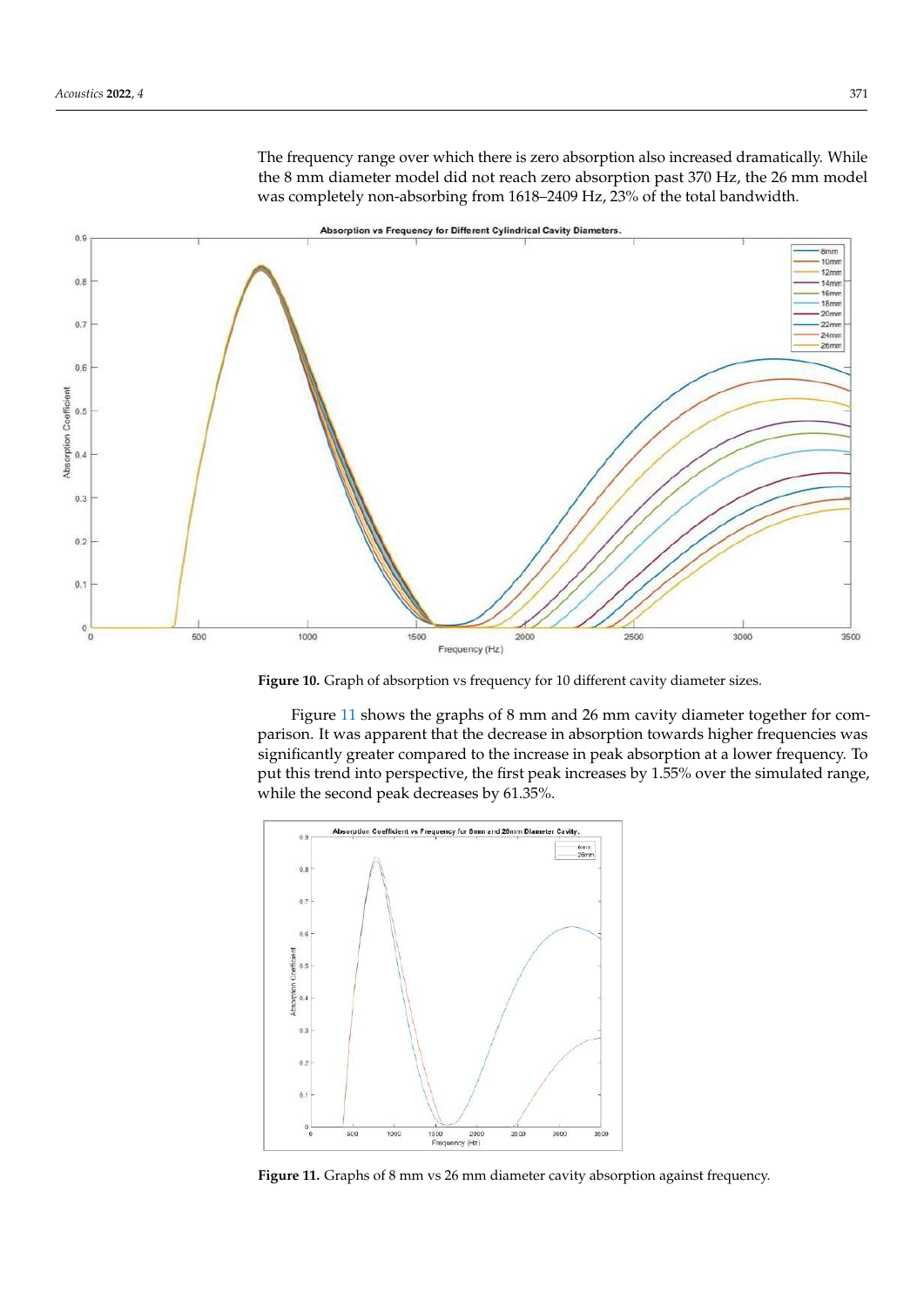The frequency range over which there is zero absorption also increased dramatically. While the 8 mm diameter model did not reach zero absorption past 370 Hz, the 26 mm model was completely non-absorbing from 1618–2409 Hz, 23% of the total bandwidth.

**Figure 10.** Graph of absorption vs frequency for 10 different cavity diameter sizes.

Figure 11 shows the graphs of 8 mm and 26 mm cavity diameter together for comparison. It was apparent that the decrease in absorption towards higher frequencies was significantly greater compared to the increase in peak absorption at a lower frequency. To put this trend into perspective, the first peak increases by 1.55% over the simulated range, while the second peak decreases by 61.35%.

**Figure 11.** Graphs of 8 mm vs 26 mm diameter cavity absorption against frequency.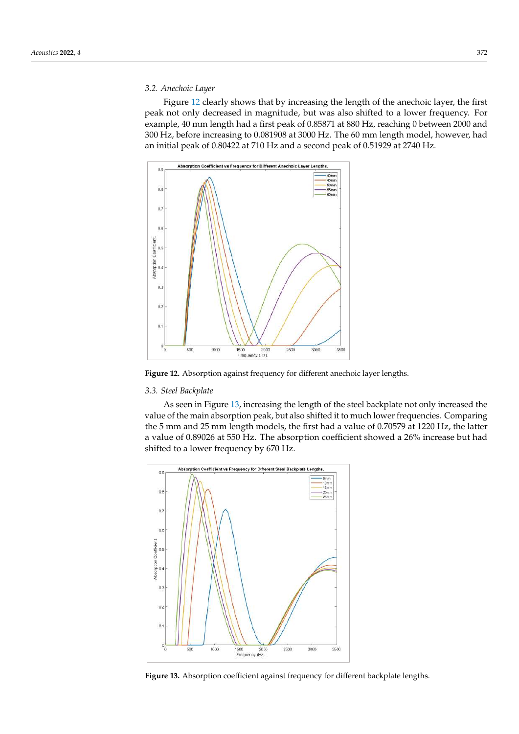### 3.2. Anechoic Layer

Figure 12 clearly shows that by increasing the length of the anechoic layer, the first peak not only decreased in magnitude, but was also shifted to a lower frequency. For example, 40 mm length had a first peak of 0.85871 at 880 Hz, reaching 0 between 2000 and 300 Hz, before increasing to 0.081908 at 3000 Hz. The 60 mm length model, however, had an initial peak of 0.80422 at 710 Hz and a second peak of 0.51929 at 2740 Hz.

**Figure 12.** Absorption against frequency for different anechoic layer lengths.

### 3.3. Steel Backplate

As seen in Figure 13, increasing the length of the steel backplate not only increased the value of the main absorption peak, but also shifted it to much lower frequencies. Comparing the 5 mm and 25 mm length models, the first had a value of 0.70579 at 1220 Hz, the latter a value of 0.89026 at 550 Hz. The absorption coefficient showed a 26% increase but had shifted to a lower frequency by 670 Hz.

**Figure 13.** Absorption coefficient against frequency for different backplate lengths.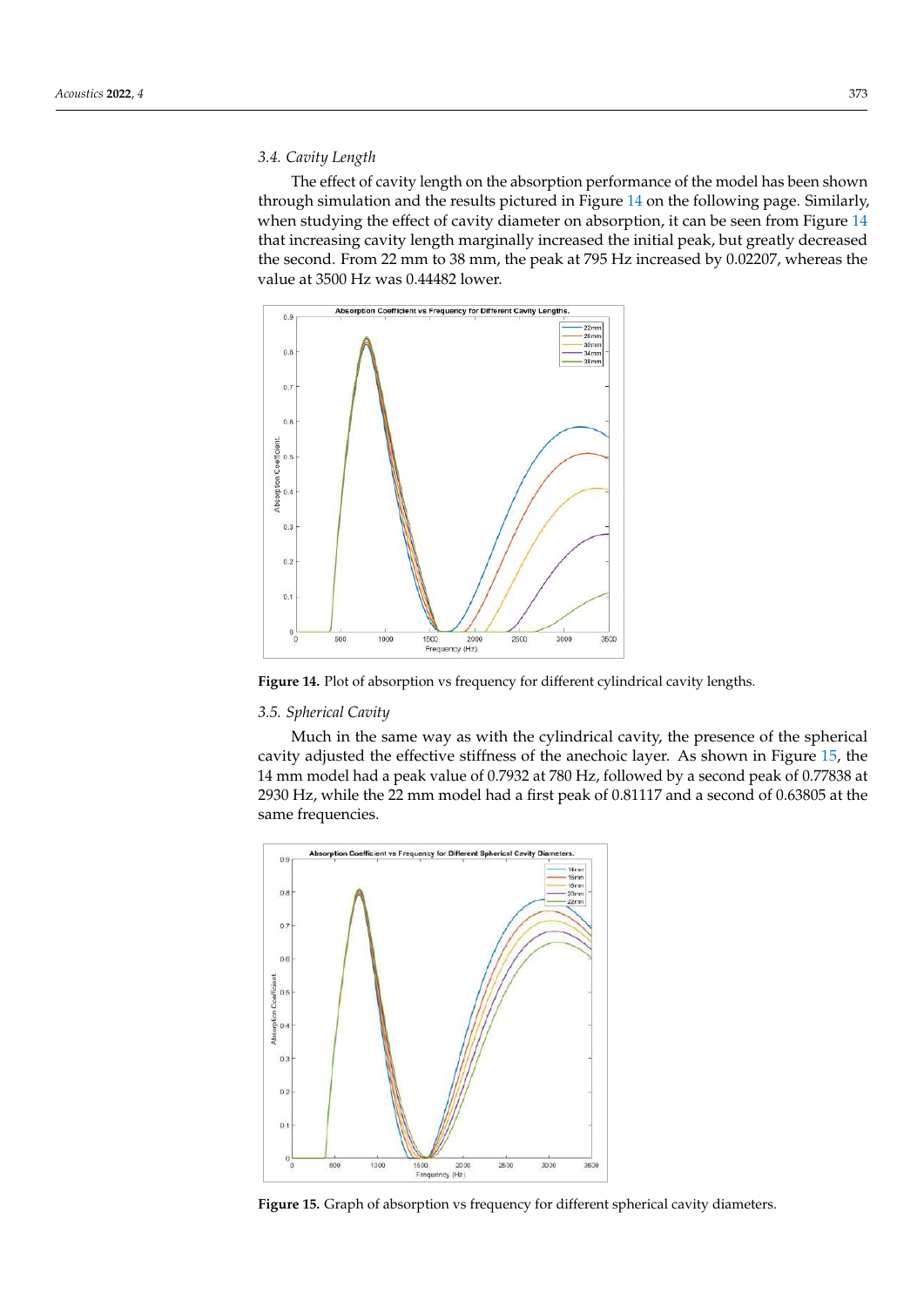### 3.4. Cavity Length

The effect of cavity length on the absorption performance of the model has been shown through simulation and the results pictured in Figure 14 on the following page. Similarly, when studying the effect of cavity diameter on absorption, it can be seen from Figure 14 that increasing cavity length marginally increased the initial peak, but greatly decreased the second. From 22 mm to 38 mm, the peak at 795 Hz increased by 0.02207, whereas the value at 3500 Hz was 0.44482 lower.

**Figure 14.** Plot of absorption vs frequency for different cylindrical cavity lengths.

### 3.5. Spherical Cavity

Much in the same way as with the cylindrical cavity, the presence of the spherical cavity adjusted the effective stiffness of the anechoic layer. As shown in Figure 15, the 14 mm model had a peak value of 0.7932 at 780 Hz, followed by a second peak of 0.77838 at 2930 Hz, while the 22 mm model had a first peak of 0.81117 and a second of 0.63805 at the same frequencies.

**Figure 15.** Graph of absorption vs frequency for different spherical cavity diameters.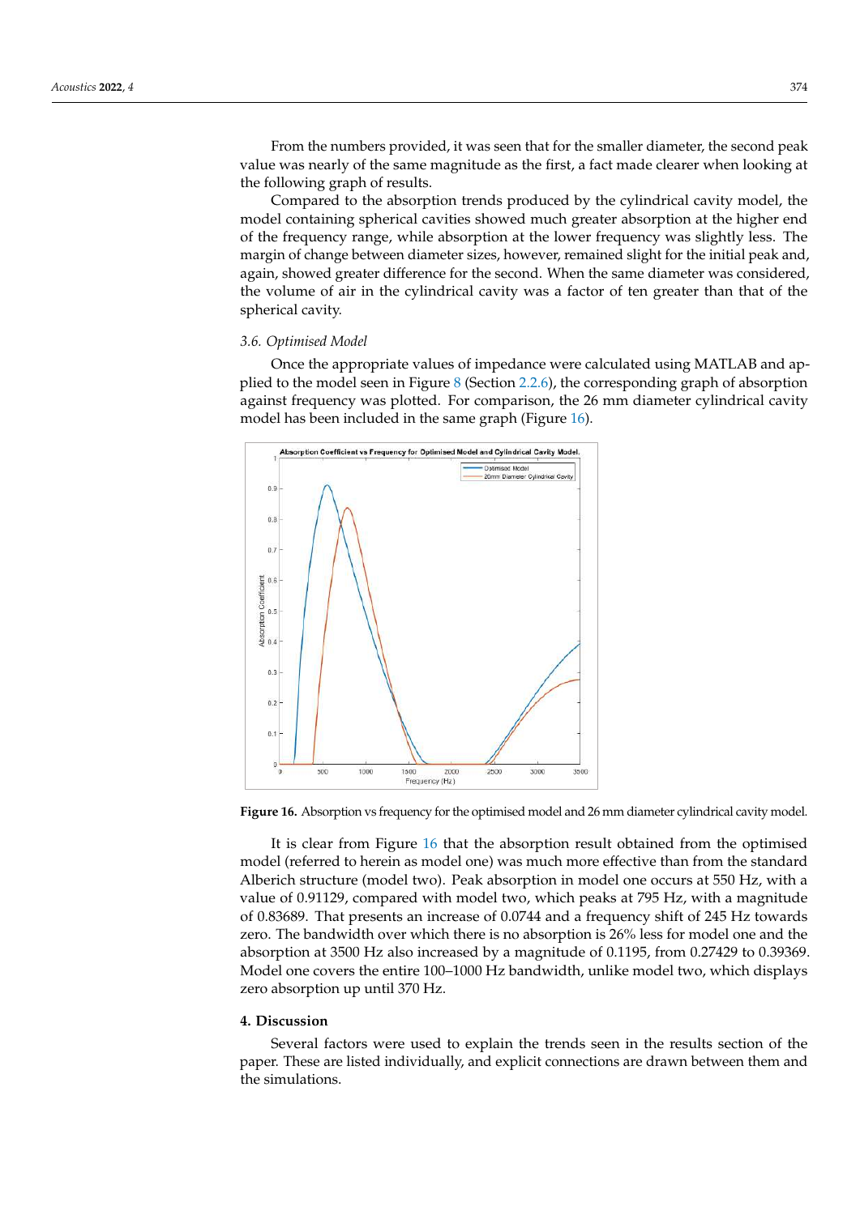From the numbers provided, it was seen that for the smaller diameter, the second peak value was nearly of the same magnitude as the first, a fact made clearer when looking at the following graph of results.

Compared to the absorption trends produced by the cylindrical cavity model, the model containing spherical cavities showed much greater absorption at the higher end of the frequency range, while absorption at the lower frequency was slightly less. The margin of change between diameter sizes, however, remained slight for the initial peak and, again, showed greater difference for the second. When the same diameter was considered, the volume of air in the cylindrical cavity was a factor of ten greater than that of the spherical cavity.

### 3.6. Optimised Model

Once the appropriate values of impedance were calculated using MATLAB and applied to the model seen in Figure 8 (Section 2.2.6), the corresponding graph of absorption against frequency was plotted. For comparison, the 26 mm diameter cylindrical cavity model has been included in the same graph (Figure 16).

**Figure 16.** Absorption vs frequency for the optimised model and 26 mm diameter cylindrical cavity model.

It is clear from Figure 16 that the absorption result obtained from the optimised model (referred to herein as model one) was much more effective than from the standard Alberich structure (model two). Peak absorption in model one occurs at 550 Hz, with a value of 0.91129, compared with model two, which peaks at 795 Hz, with a magnitude of 0.83689. That presents an increase of 0.0744 and a frequency shift of 245 Hz towards zero. The bandwidth over which there is no absorption is 26% less for model one and the absorption at 3500 Hz also increased by a magnitude of 0.1195, from 0.27429 to 0.39369. Model one covers the entire 100–1000 Hz bandwidth, unlike model two, which displays zero absorption up until 370 Hz.

## 4. Discussion

Several factors were used to explain the trends seen in the results section of the paper. These are listed individually, and explicit connections are drawn between them and the simulations.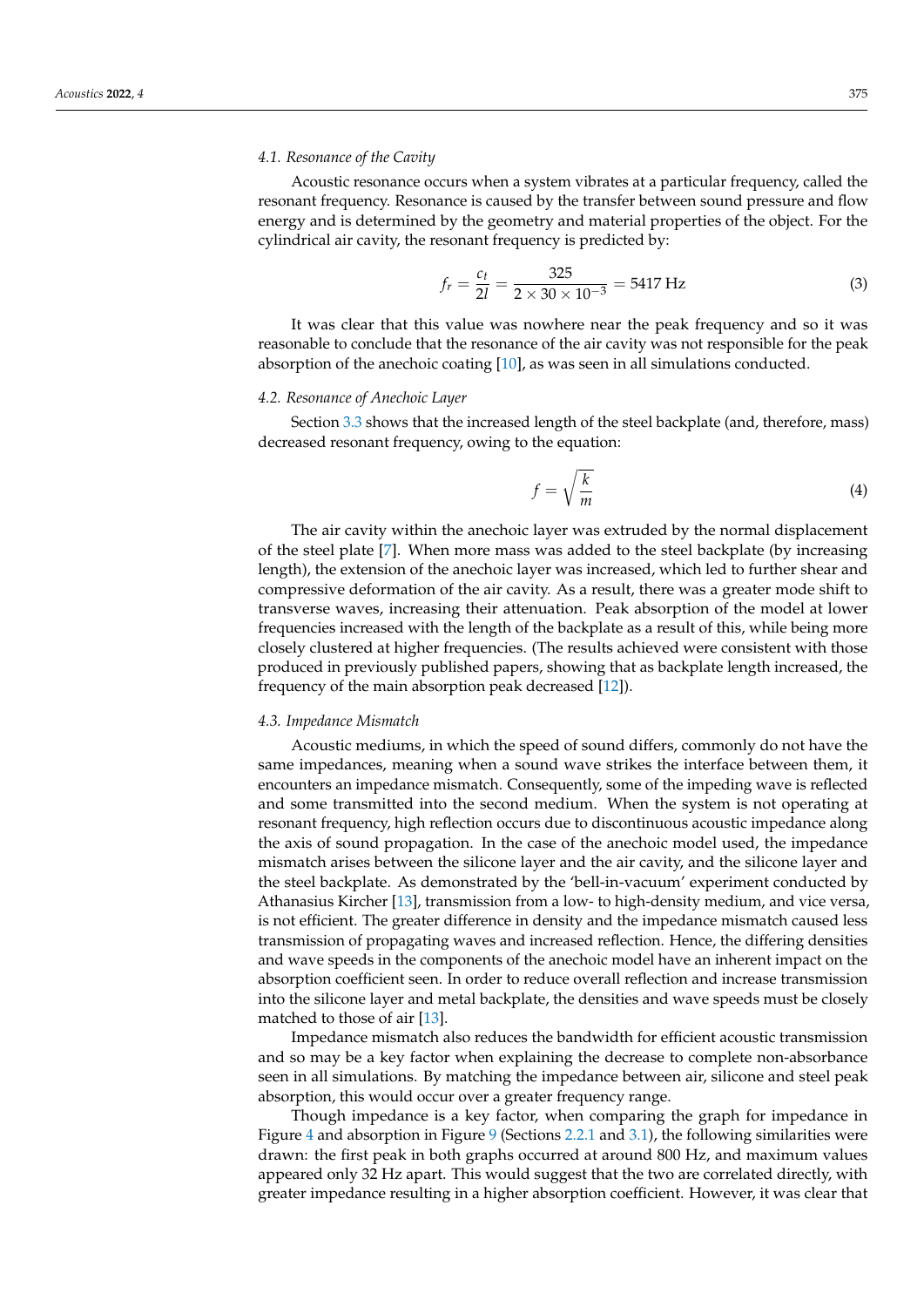### 4.1. Resonance of the Cavity

Acoustic resonance occurs when a system vibrates at a particular frequency, called the resonant frequency. Resonance is caused by the transfer between sound pressure and flow energy and is determined by the geometry and material properties of the object. For the cylindrical air cavity, the resonant frequency is predicted by:

$$f_r = \frac{c_t}{2l} = \frac{325}{2 \times 30 \times 10^{-3}} = 5417 \text{ Hz} \quad (3)$$

It was clear that this value was nowhere near the peak frequency and so it was reasonable to conclude that the resonance of the air cavity was not responsible for the peak absorption of the anechoic coating [10], as was seen in all simulations conducted.

### 4.2. Resonance of Anechoic Layer

Section 3.3 shows that the increased length of the steel backplate (and, therefore, mass) decreased resonant frequency, owing to the equation:

$$f = \sqrt{\frac{k}{m}} \quad (4)$$

The air cavity within the anechoic layer was extruded by the normal displacement of the steel plate [7]. When more mass was added to the steel backplate (by increasing length), the extension of the anechoic layer was increased, which led to further shear and compressive deformation of the air cavity. As a result, there was a greater mode shift to transverse waves, increasing their attenuation. Peak absorption of the model at lower frequencies increased with the length of the backplate as a result of this, while being more closely clustered at higher frequencies. (The results achieved were consistent with those produced in previously published papers, showing that as backplate length increased, the frequency of the main absorption peak decreased [12]).

### 4.3. Impedance Mismatch

Acoustic mediums, in which the speed of sound differs, commonly do not have the same impedances, meaning when a sound wave strikes the interface between them, it encounters an impedance mismatch. Consequently, some of the impeding wave is reflected and some transmitted into the second medium. When the system is not operating at resonant frequency, high reflection occurs due to discontinuous acoustic impedance along the axis of sound propagation. In the case of the anechoic model used, the impedance mismatch arises between the silicone layer and the air cavity, and the silicone layer and the steel backplate. As demonstrated by the 'bell-in-vacuum' experiment conducted by Athanasius Kircher [13], transmission from a low- to high-density medium, and vice versa, is not efficient. The greater difference in density and the impedance mismatch caused less transmission of propagating waves and increased reflection. Hence, the differing densities and wave speeds in the components of the anechoic model have an inherent impact on the absorption coefficient seen. In order to reduce overall reflection and increase transmission into the silicone layer and metal backplate, the densities and wave speeds must be closely matched to those of air [13].

Impedance mismatch also reduces the bandwidth for efficient acoustic transmission and so may be a key factor when explaining the decrease to complete non-absorbance seen in all simulations. By matching the impedance between air, silicone and steel peak absorption, this would occur over a greater frequency range.

Though impedance is a key factor, when comparing the graph for impedance in Figure 4 and absorption in Figure 9 (Sections 2.2.1 and 3.1), the following similarities were drawn: the first peak in both graphs occurred at around 800 Hz, and maximum values appeared only 32 Hz apart. This would suggest that the two are correlated directly, with greater impedance resulting in a higher absorption coefficient. However, it was clear that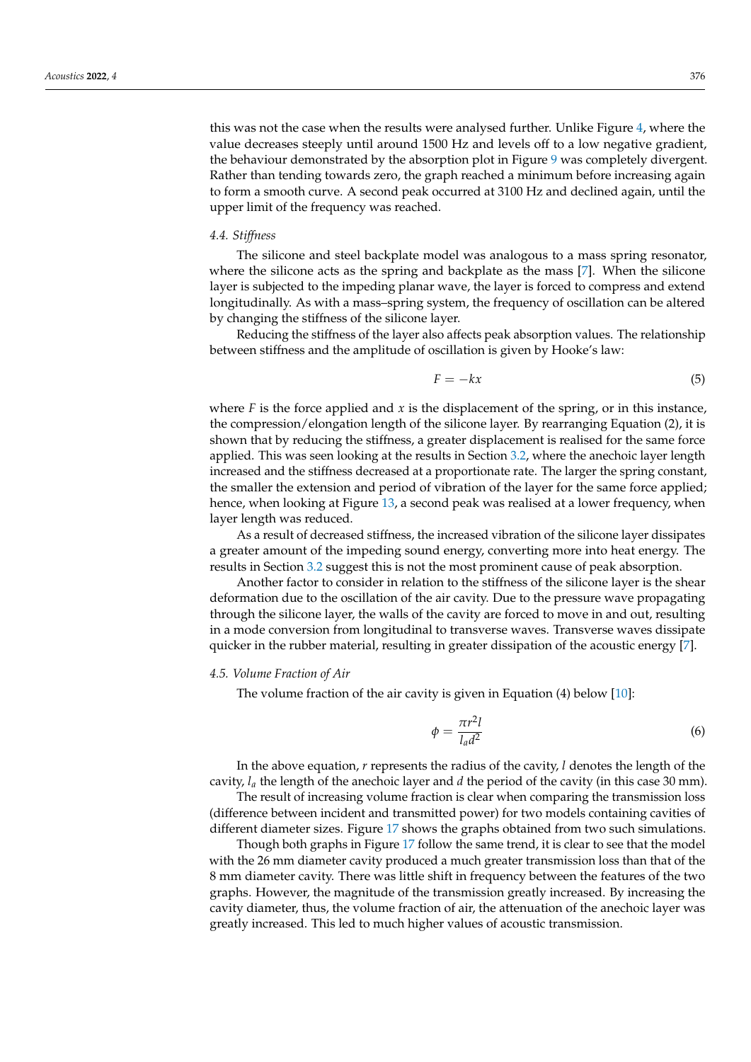this was not the case when the results were analysed further. Unlike Figure 4, where the value decreases steeply until around 1500 Hz and levels off to a low negative gradient, the behaviour demonstrated by the absorption plot in Figure 9 was completely divergent. Rather than tending towards zero, the graph reached a minimum before increasing again to form a smooth curve. A second peak occurred at 3100 Hz and declined again, until the upper limit of the frequency was reached.

### 4.4. Stiffness

The silicone and steel backplate model was analogous to a mass spring resonator, where the silicone acts as the spring and backplate as the mass [7]. When the silicone layer is subjected to the impeding planar wave, the layer is forced to compress and extend longitudinally. As with a mass–spring system, the frequency of oscillation can be altered by changing the stiffness of the silicone layer.

Reducing the stiffness of the layer also affects peak absorption values. The relationship between stiffness and the amplitude of oscillation is given by Hooke's law:

$$F = -kx \tag{5}$$

where $F$ is the force applied and $x$ is the displacement of the spring, or in this instance, the compression/elongation length of the silicone layer. By rearranging Equation (2), it is shown that by reducing the stiffness, a greater displacement is realised for the same force applied. This was seen looking at the results in Section 3.2, where the anechoic layer length increased and the stiffness decreased at a proportionate rate. The larger the spring constant, the smaller the extension and period of vibration of the layer for the same force applied; hence, when looking at Figure 13, a second peak was realised at a lower frequency, when layer length was reduced.

As a result of decreased stiffness, the increased vibration of the silicone layer dissipates a greater amount of the impeding sound energy, converting more into heat energy. The results in Section 3.2 suggest this is not the most prominent cause of peak absorption.

Another factor to consider in relation to the stiffness of the silicone layer is the shear deformation due to the oscillation of the air cavity. Due to the pressure wave propagating through the silicone layer, the walls of the cavity are forced to move in and out, resulting in a mode conversion from longitudinal to transverse waves. Transverse waves dissipate quicker in the rubber material, resulting in greater dissipation of the acoustic energy [7].

### 4.5. Volume Fraction of Air

The volume fraction of the air cavity is given in Equation (4) below [10]:

$$\phi = \frac{\pi r^2 l}{l_a d^2} \tag{6}$$

In the above equation, $r$ represents the radius of the cavity, $l$ denotes the length of the cavity, $l_a$ the length of the anechoic layer and $d$ the period of the cavity (in this case 30 mm).

The result of increasing volume fraction is clear when comparing the transmission loss (difference between incident and transmitted power) for two models containing cavities of different diameter sizes. Figure 17 shows the graphs obtained from two such simulations.

Though both graphs in Figure 17 follow the same trend, it is clear to see that the model with the 26 mm diameter cavity produced a much greater transmission loss than that of the 8 mm diameter cavity. There was little shift in frequency between the features of the two graphs. However, the magnitude of the transmission greatly increased. By increasing the cavity diameter, thus, the volume fraction of air, the attenuation of the anechoic layer was greatly increased. This led to much higher values of acoustic transmission.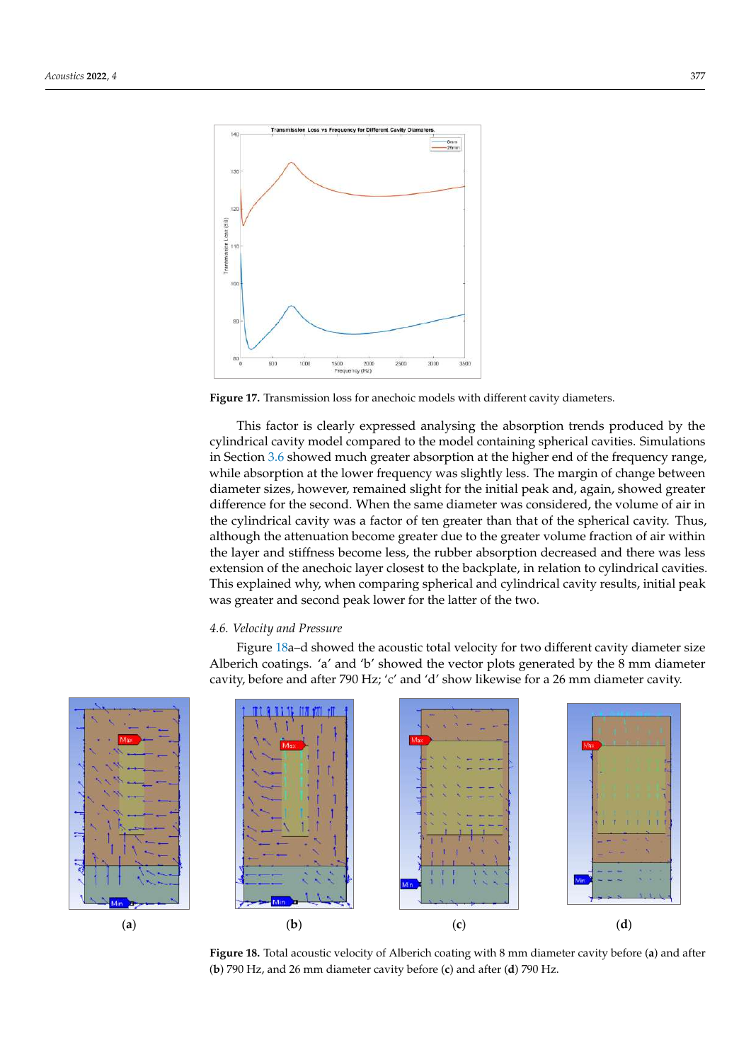**Figure 17.** Transmission loss for anechoic models with different cavity diameters.

This factor is clearly expressed analysing the absorption trends produced by the cylindrical cavity model compared to the model containing spherical cavities. Simulations in Section 3.6 showed much greater absorption at the higher end of the frequency range, while absorption at the lower frequency was slightly less. The margin of change between diameter sizes, however, remained slight for the initial peak and, again, showed greater difference for the second. When the same diameter was considered, the volume of air in the cylindrical cavity was a factor of ten greater than that of the spherical cavity. Thus, although the attenuation become greater due to the greater volume fraction of air within the layer and stiffness become less, the rubber absorption decreased and there was less extension of the anechoic layer closest to the backplate, in relation to cylindrical cavities. This explained why, when comparing spherical and cylindrical cavity results, initial peak was greater and second peak lower for the latter of the two.

### 4.6. Velocity and Pressure

Figure 18a–d showed the acoustic total velocity for two different cavity diameter size Alberich coatings. 'a' and 'b' showed the vector plots generated by the 8 mm diameter cavity, before and after 790 Hz; 'c' and 'd' show likewise for a 26 mm diameter cavity.

(**a**) (**b**) (**c**) (**d**)

**Figure 18.** Total acoustic velocity of Alberich coating with 8 mm diameter cavity before (**a**) and after (**b**) 790 Hz, and 26 mm diameter cavity before (**c**) and after (**d**) 790 Hz.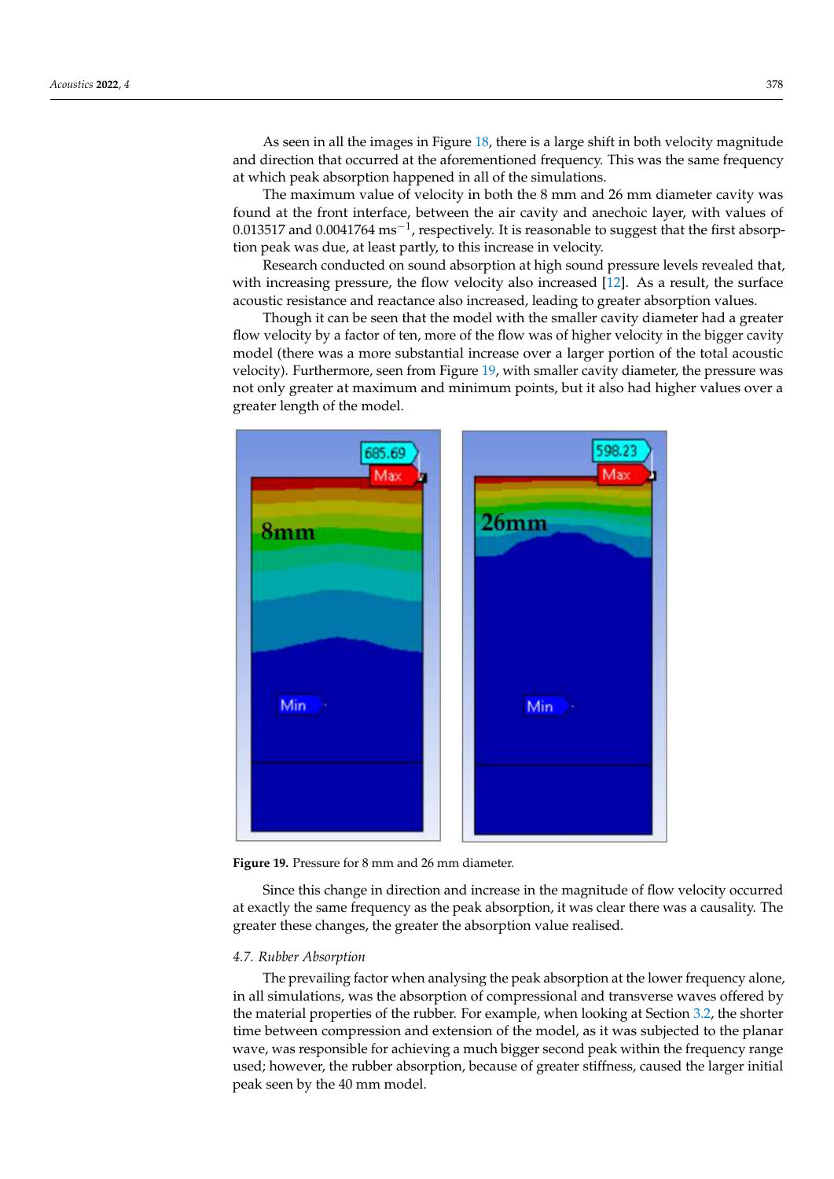As seen in all the images in Figure 18, there is a large shift in both velocity magnitude and direction that occurred at the aforementioned frequency. This was the same frequency at which peak absorption happened in all of the simulations.

The maximum value of velocity in both the 8 mm and 26 mm diameter cavity was found at the front interface, between the air cavity and anechoic layer, with values of 0.013517 and 0.0041764 $ms^{-1}$, respectively. It is reasonable to suggest that the first absorption peak was due, at least partly, to this increase in velocity.

Research conducted on sound absorption at high sound pressure levels revealed that, with increasing pressure, the flow velocity also increased [12]. As a result, the surface acoustic resistance and reactance also increased, leading to greater absorption values.

Though it can be seen that the model with the smaller cavity diameter had a greater flow velocity by a factor of ten, more of the flow was of higher velocity in the bigger cavity model (there was a more substantial increase over a larger portion of the total acoustic velocity). Furthermore, seen from Figure 19, with smaller cavity diameter, the pressure was not only greater at maximum and minimum points, but it also had higher values over a greater length of the model.

**Figure 19.** Pressure for 8 mm and 26 mm diameter.

Since this change in direction and increase in the magnitude of flow velocity occurred at exactly the same frequency as the peak absorption, it was clear there was a causality. The greater these changes, the greater the absorption value realised.

### *4.7. Rubber Absorption*

The prevailing factor when analysing the peak absorption at the lower frequency alone, in all simulations, was the absorption of compressional and transverse waves offered by the material properties of the rubber. For example, when looking at Section 3.2, the shorter time between compression and extension of the model, as it was subjected to the planar wave, was responsible for achieving a much bigger second peak within the frequency range used; however, the rubber absorption, because of greater stiffness, caused the larger initial peak seen by the 40 mm model.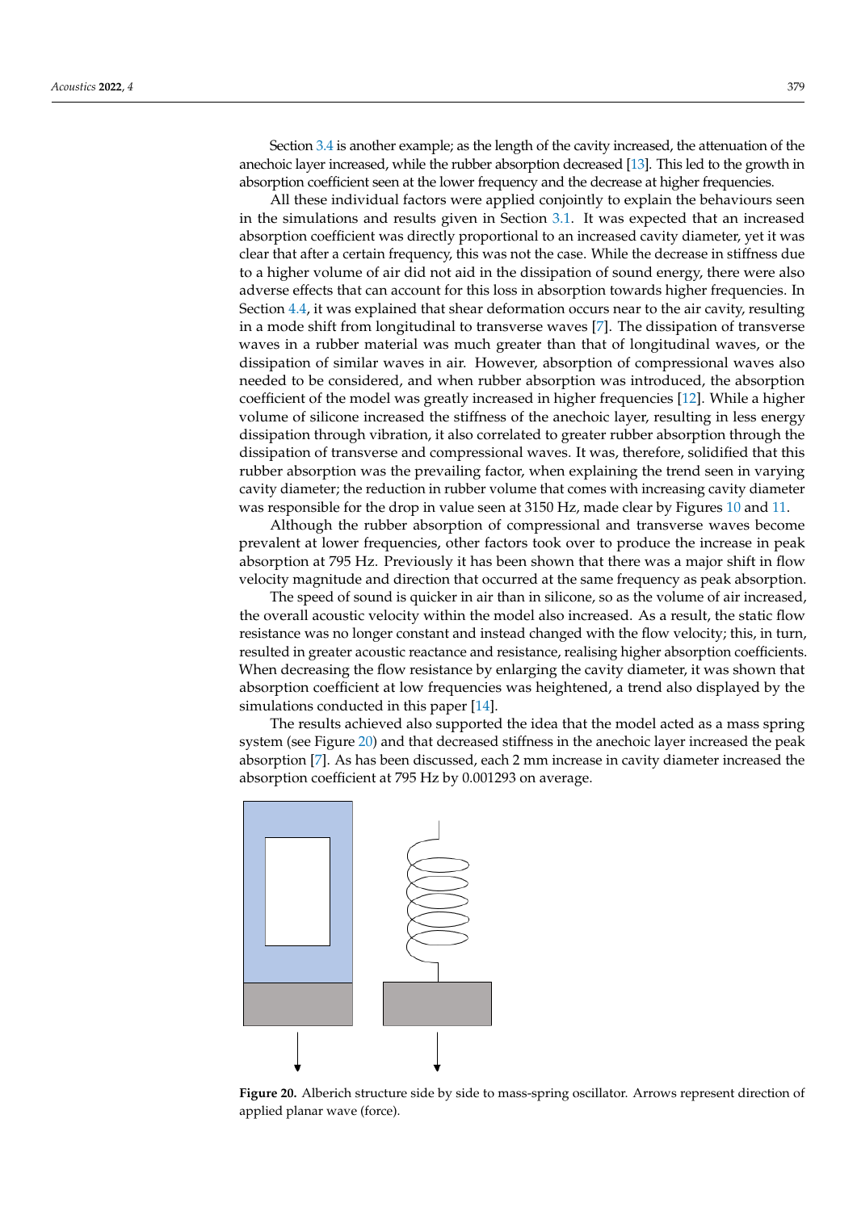Section 3.4 is another example; as the length of the cavity increased, the attenuation of the anechoic layer increased, while the rubber absorption decreased [13]. This led to the growth in absorption coefficient seen at the lower frequency and the decrease at higher frequencies.

All these individual factors were applied conjointly to explain the behaviours seen in the simulations and results given in Section 3.1. It was expected that an increased absorption coefficient was directly proportional to an increased cavity diameter, yet it was clear that after a certain frequency, this was not the case. While the decrease in stiffness due to a higher volume of air did not aid in the dissipation of sound energy, there were also adverse effects that can account for this loss in absorption towards higher frequencies. In Section 4.4, it was explained that shear deformation occurs near to the air cavity, resulting in a mode shift from longitudinal to transverse waves [7]. The dissipation of transverse waves in a rubber material was much greater than that of longitudinal waves, or the dissipation of similar waves in air. However, absorption of compressional waves also needed to be considered, and when rubber absorption was introduced, the absorption coefficient of the model was greatly increased in higher frequencies [12]. While a higher volume of silicone increased the stiffness of the anechoic layer, resulting in less energy dissipation through vibration, it also correlated to greater rubber absorption through the dissipation of transverse and compressional waves. It was, therefore, solidified that this rubber absorption was the prevailing factor, when explaining the trend seen in varying cavity diameter; the reduction in rubber volume that comes with increasing cavity diameter was responsible for the drop in value seen at 3150 Hz, made clear by Figures 10 and 11.

Although the rubber absorption of compressional and transverse waves become prevalent at lower frequencies, other factors took over to produce the increase in peak absorption at 795 Hz. Previously it has been shown that there was a major shift in flow velocity magnitude and direction that occurred at the same frequency as peak absorption.

The speed of sound is quicker in air than in silicone, so as the volume of air increased, the overall acoustic velocity within the model also increased. As a result, the static flow resistance was no longer constant and instead changed with the flow velocity; this, in turn, resulted in greater acoustic reactance and resistance, realising higher absorption coefficients. When decreasing the flow resistance by enlarging the cavity diameter, it was shown that absorption coefficient at low frequencies was heightened, a trend also displayed by the simulations conducted in this paper [14].

The results achieved also supported the idea that the model acted as a mass spring system (see Figure 20) and that decreased stiffness in the anechoic layer increased the peak absorption [7]. As has been discussed, each 2 mm increase in cavity diameter increased the absorption coefficient at 795 Hz by 0.001293 on average.

**Figure 20.** Alberich structure side by side to mass-spring oscillator. Arrows represent direction of applied planar wave (force).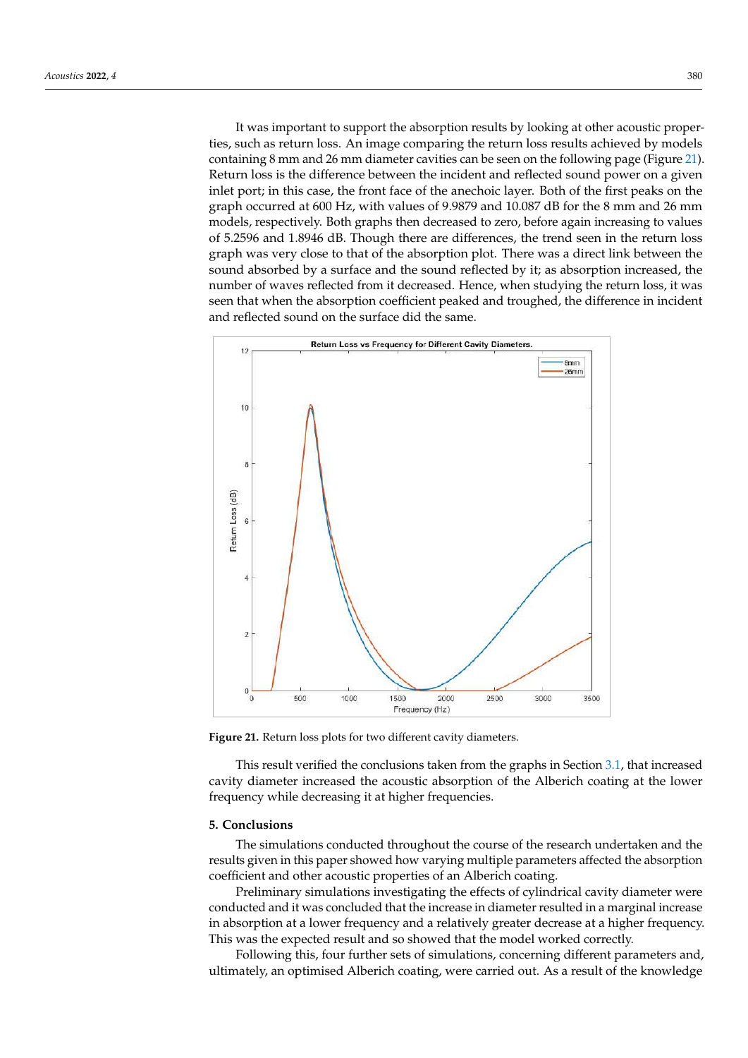It was important to support the absorption results by looking at other acoustic properties, such as return loss. An image comparing the return loss results achieved by models containing 8 mm and 26 mm diameter cavities can be seen on the following page (Figure 21). Return loss is the difference between the incident and reflected sound power on a given inlet port; in this case, the front face of the anechoic layer. Both of the first peaks on the graph occurred at 600 Hz, with values of 9.9879 and 10.087 dB for the 8 mm and 26 mm models, respectively. Both graphs then decreased to zero, before again increasing to values of 5.2596 and 1.8946 dB. Though there are differences, the trend seen in the return loss graph was very close to that of the absorption plot. There was a direct link between the sound absorbed by a surface and the sound reflected by it; as absorption increased, the number of waves reflected from it decreased. Hence, when studying the return loss, it was seen that when the absorption coefficient peaked and troughed, the difference in incident and reflected sound on the surface did the same.

**Figure 21.** Return loss plots for two different cavity diameters.

This result verified the conclusions taken from the graphs in Section 3.1, that increased cavity diameter increased the acoustic absorption of the Alberich coating at the lower frequency while decreasing it at higher frequencies.

## 5. Conclusions

The simulations conducted throughout the course of the research undertaken and the results given in this paper showed how varying multiple parameters affected the absorption coefficient and other acoustic properties of an Alberich coating.

Preliminary simulations investigating the effects of cylindrical cavity diameter were conducted and it was concluded that the increase in diameter resulted in a marginal increase in absorption at a lower frequency and a relatively greater decrease at a higher frequency. This was the expected result and so showed that the model worked correctly.

Following this, four further sets of simulations, concerning different parameters and, ultimately, an optimised Alberich coating, were carried out. As a result of the knowledge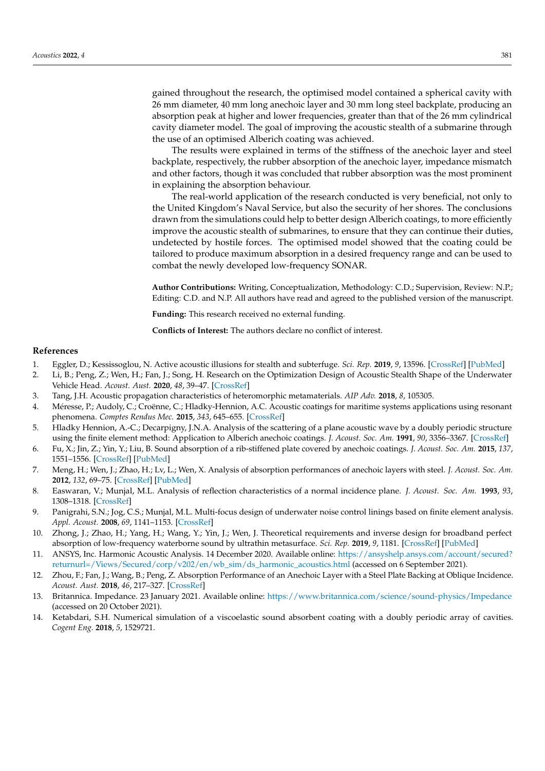gained throughout the research, the optimised model contained a spherical cavity with 26 mm diameter, 40 mm long anechoic layer and 30 mm long steel backplate, producing an absorption peak at higher and lower frequencies, greater than that of the 26 mm cylindrical cavity diameter model. The goal of improving the acoustic stealth of a submarine through the use of an optimised Alberich coating was achieved.

The results were explained in terms of the stiffness of the anechoic layer and steel backplate, respectively, the rubber absorption of the anechoic layer, impedance mismatch and other factors, though it was concluded that rubber absorption was the most prominent in explaining the absorption behaviour.

The real-world application of the research conducted is very beneficial, not only to the United Kingdom's Naval Service, but also the security of her shores. The conclusions drawn from the simulations could help to better design Alberich coatings, to more efficiently improve the acoustic stealth of submarines, to ensure that they can continue their duties, undetected by hostile forces. The optimised model showed that the coating could be tailored to produce maximum absorption in a desired frequency range and can be used to combat the newly developed low-frequency SONAR.

**Author Contributions:** Writing, Conceptualization, Methodology: C.D.; Supervision, Review: N.P.; Editing: C.D. and N.P. All authors have read and agreed to the published version of the manuscript.

**Funding:** This research received no external funding.

**Conflicts of Interest:** The authors declare no conflict of interest.

## References

1. Eggler, D.; Kessissoglou, N. Active acoustic illusions for stealth and subterfuge. *Sci. Rep.* **2019**, *9*, 13596. [CrossRef] [PubMed]
2. Li, B.; Peng, Z.; Wen, H.; Fan, J.; Song, H. Research on the Optimization Design of Acoustic Stealth Shape of the Underwater Vehicle Head. *Acoust. Aust.* **2020**, *48*, 39–47. [CrossRef]
3. Tang, J.H. Acoustic propagation characteristics of heteromorphic metamaterials. *AIP Adv.* **2018**, *8*, 105305.
4. Méresse, P.; Audoly, C.; Croënne, C.; Hladky-Hennion, A.C. Acoustic coatings for maritime systems applications using resonant phenomena. *Comptes Rendus Mec.* **2015**, *343*, 645–655. [CrossRef]
5. Hladky Hennion, A.-C.; Decarpigny, J.N.A. Analysis of the scattering of a plane acoustic wave by a doubly periodic structure using the finite element method: Application to Alberich anechoic coatings. *J. Acoust. Soc. Am.* **1991**, *90*, 3356–3367. [CrossRef]
6. Fu, X.; Jin, Z.; Yin, Y.; Liu, B. Sound absorption of a rib-stiffened plate covered by anechoic coatings. *J. Acoust. Soc. Am.* **2015**, *137*, 1551–1556. [CrossRef] [PubMed]
7. Meng, H.; Wen, J.; Zhao, H.; Lv, L.; Wen, X. Analysis of absorption performances of anechoic layers with steel. *J. Acoust. Soc. Am.* **2012**, *132*, 69–75. [CrossRef] [PubMed]
8. Easwaran, V.; Munjal, M.L. Analysis of reflection characteristics of a normal incidence plane. *J. Acoust. Soc. Am.* **1993**, *93*, 1308–1318. [CrossRef]
9. Panigrahi, S.N.; Jog, C.S.; Munjal, M.L. Multi-focus design of underwater noise control linings based on finite element analysis. *Appl. Acoust.* **2008**, *69*, 1141–1153. [CrossRef]
10. Zhong, J.; Zhao, H.; Yang, H.; Wang, Y.; Yin, J.; Wen, J. Theoretical requirements and inverse design for broadband perfect absorption of low-frequency waterborne sound by ultrathin metasurface. *Sci. Rep.* **2019**, *9*, 1181. [CrossRef] [PubMed]
11. ANSYS, Inc. Harmonic Acoustic Analysis. 14 December 2020. Available online: https://ansyshelp.ansys.com/account/secured?returnurl=/Views/Secured/corp/v202/en/wb_sim/ds_harmonic_acoustics.html (accessed on 6 September 2021).
12. Zhou, F.; Fan, J.; Wang, B.; Peng, Z. Absorption Performance of an Anechoic Layer with a Steel Plate Backing at Oblique Incidence. *Acoust. Aust.* **2018**, *46*, 217–327. [CrossRef]
13. Britannica. Impedance. 23 January 2021. Available online: https://www.britannica.com/science/sound-physics/Impedance (accessed on 20 October 2021).
14. Ketabdari, S.H. Numerical simulation of a viscoelastic sound absorbent coating with a doubly periodic array of cavities. *Cogent Eng.* **2018**, *5*, 1529721.